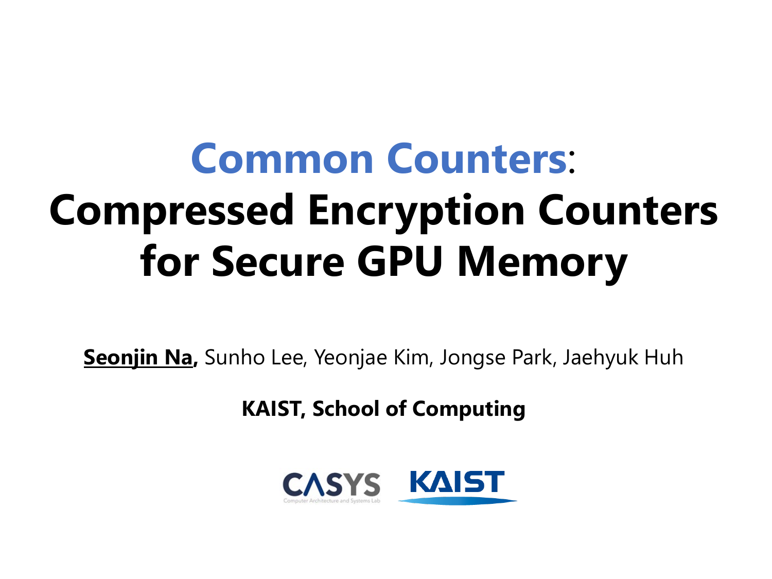# Common Counters: Compressed Encryption Counters for Secure GPU Memory

**Seonjin Na,** Sunho Lee, Yeonjae Kim, Jongse Park, Jaehyuk Huh

**KAIST, School of Computing**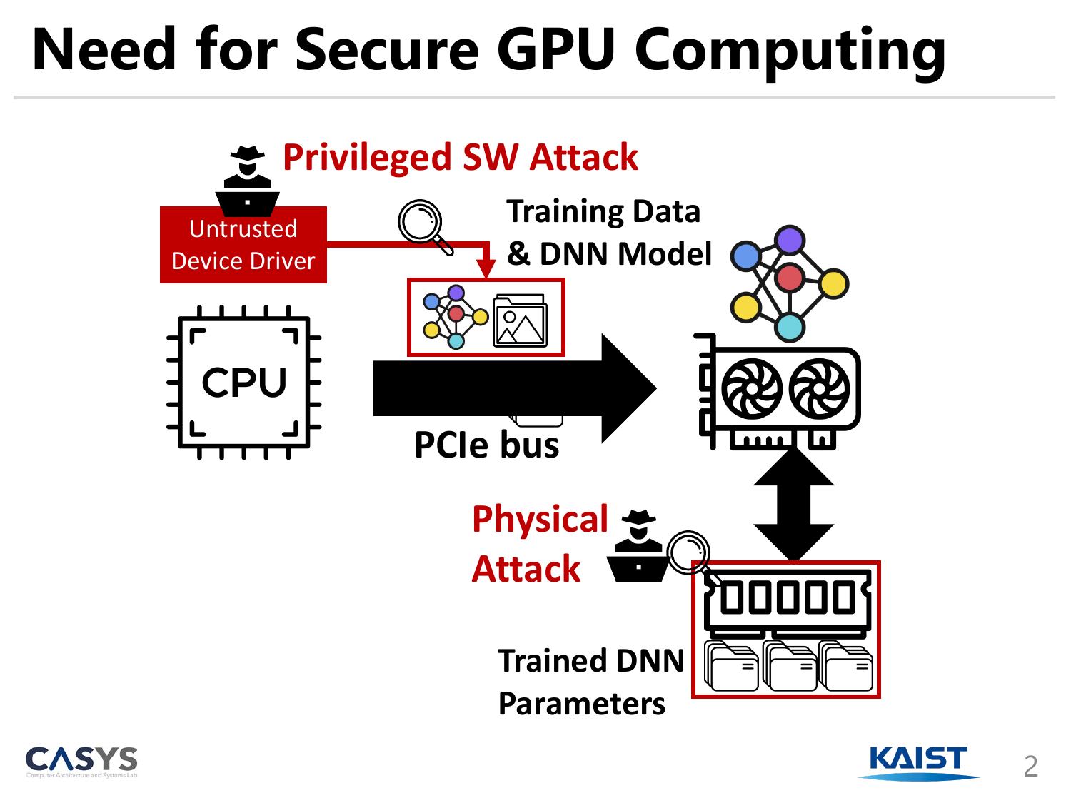# Need for Secure GPU Computing

Privileged SW Attack

Untrusted Device Driver

Training Data & DNN Model

CPU

PCIe bus

Physical Attack

Trained DNN Parameters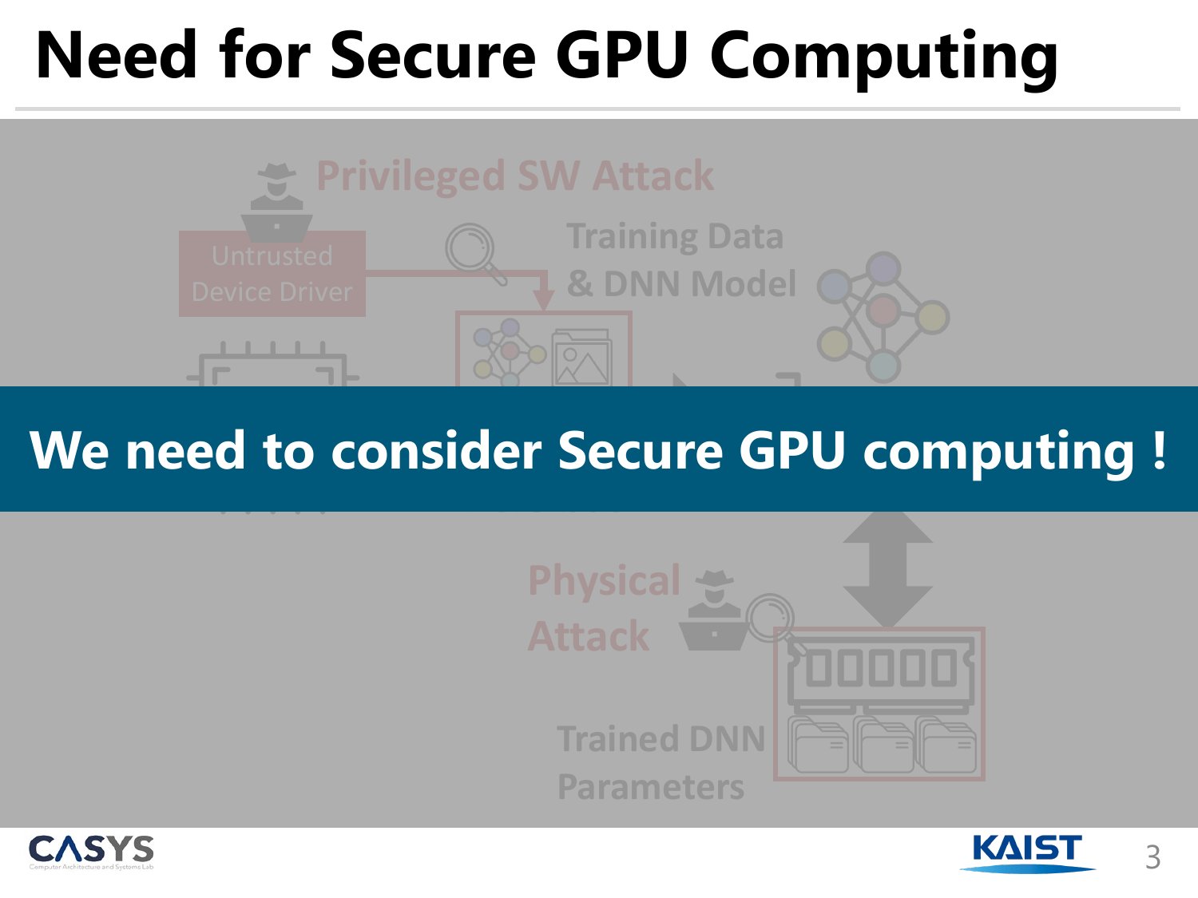# Need for Secure GPU Computing

Privileged SW Attack

Untrusted Device Driver

Training Data & DNN Model

**We need to consider Secure GPU computing !**

Physical Attack

Trained DNN Parameters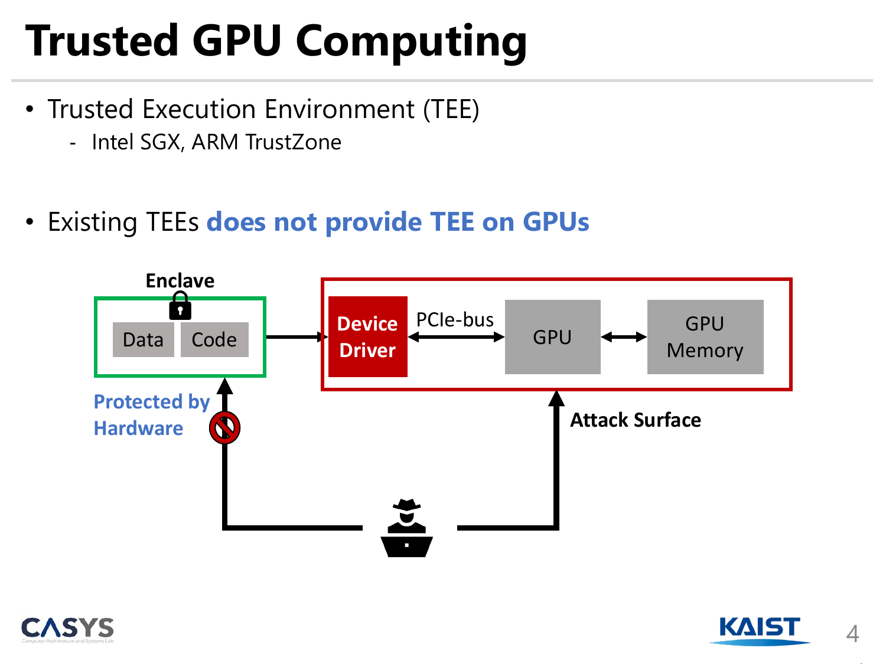# Trusted GPU Computing

- Trusted Execution Environment (TEE)
  - Intel SGX, ARM TrustZone
- Existing TEEs **does not provide TEE on GPUs**

Enclave

Data | Code

Protected by Hardware

Device Driver — PCIe-bus — GPU — GPU Memory

Attack Surface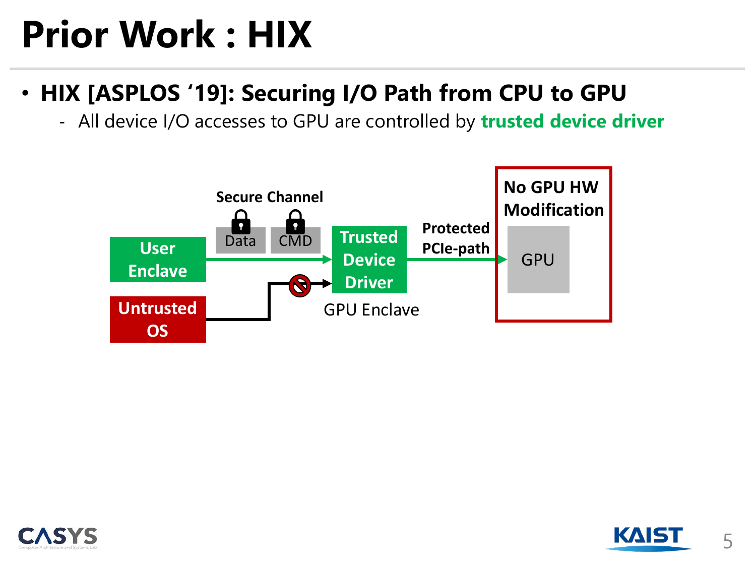# Prior Work : HIX

- **HIX [ASPLOS '19]: Securing I/O Path from CPU to GPU**
  - All device I/O accesses to GPU are controlled by **trusted device driver**

Secure Channel

Data CMD

User Enclave

Untrusted OS

Trusted Device Driver

GPU Enclave

Protected PCIe-path

No GPU HW Modification

GPU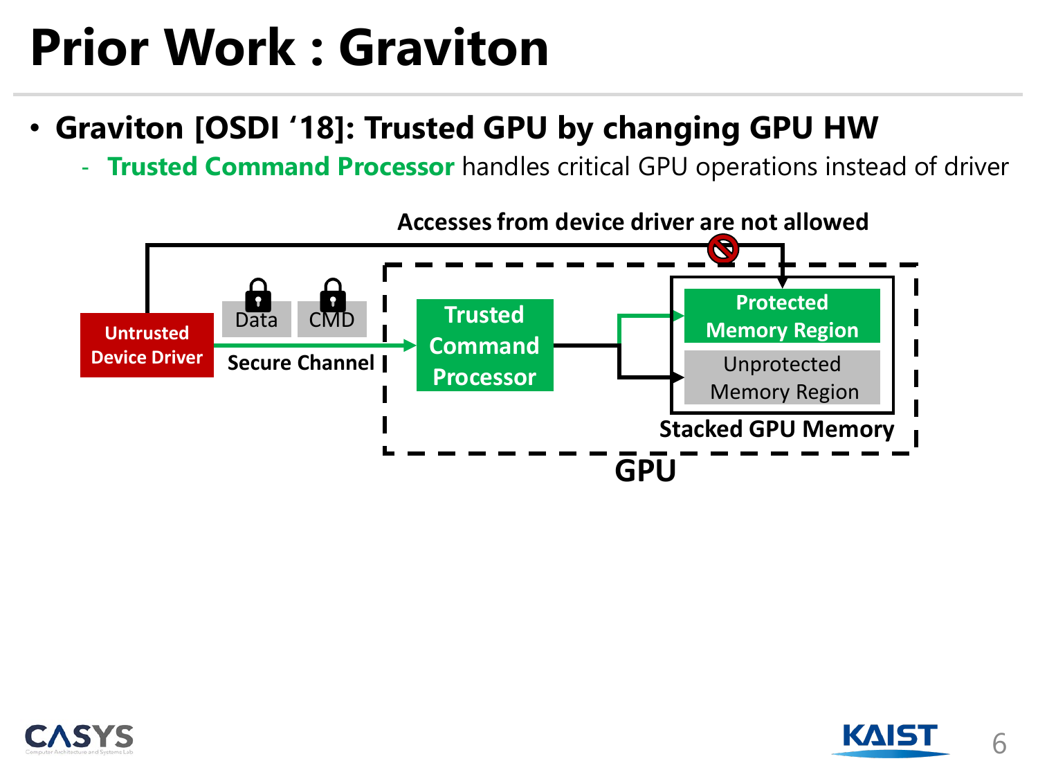# Prior Work : Graviton

- **Graviton [OSDI '18]: Trusted GPU by changing GPU HW**
  - **Trusted Command Processor** handles critical GPU operations instead of driver

Accesses from device driver are not allowed

Untrusted Device Driver

Data

CMD

Secure Channel

Trusted Command Processor

Protected Memory Region

Unprotected Memory Region

Stacked GPU Memory

GPU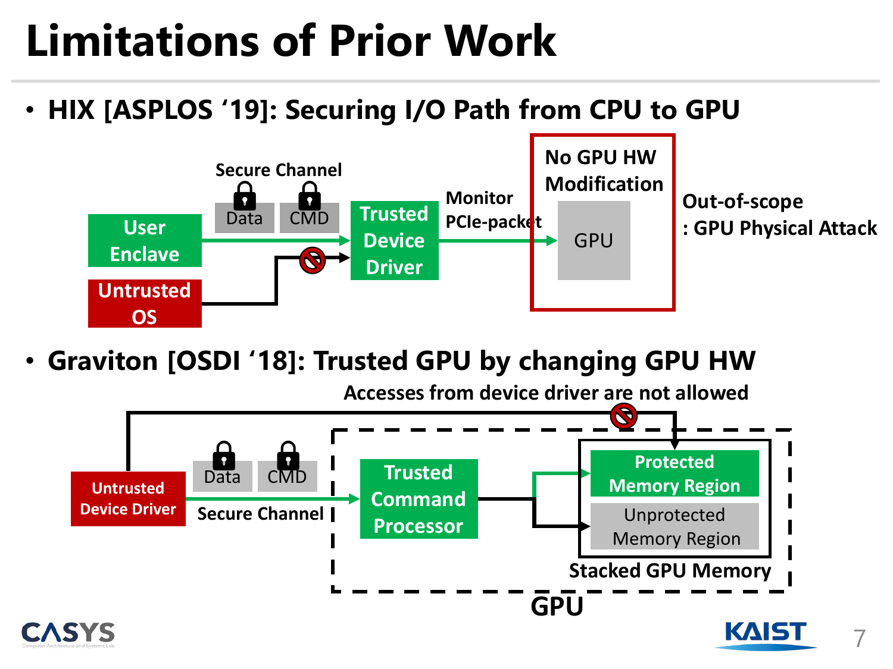# Limitations of Prior Work

- **HIX [ASPLOS '19]: Securing I/O Path from CPU to GPU**

Secure Channel

Data | CMD

User Enclave

Untrusted OS

Trusted Device Driver

Monitor PCIe-packet

No GPU HW Modification

GPU

Out-of-scope : GPU Physical Attack

- **Graviton [OSDI '18]: Trusted GPU by changing GPU HW**

Accesses from device driver are not allowed

Untrusted Device Driver

Data | CMD

Secure Channel

Trusted Command Processor

Protected Memory Region

Unprotected Memory Region

Stacked GPU Memory

GPU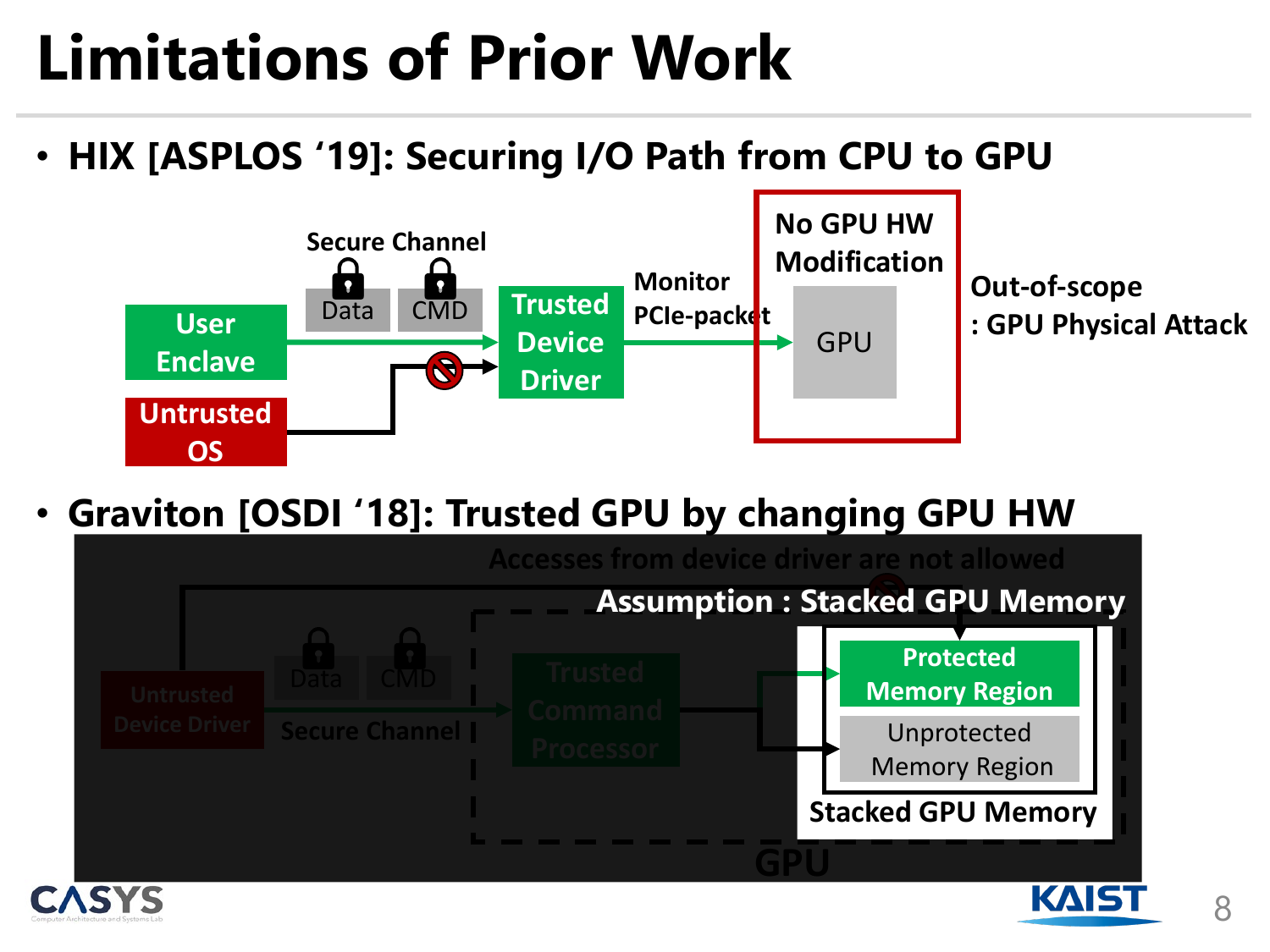# Limitations of Prior Work

- **HIX [ASPLOS '19]: Securing I/O Path from CPU to GPU**

Secure Channel

Data | CMD

User Enclave

Untrusted OS

Trusted Device Driver

Monitor PCIe-packet

No GPU HW Modification

GPU

Out-of-scope
: GPU Physical Attack

- **Graviton [OSDI '18]: Trusted GPU by changing GPU HW**

Accesses from device driver are not allowed

Assumption : Stacked GPU Memory

Untrusted Device Driver

Data | CMD

Secure Channel

Trusted Command Processor

Protected Memory Region

Unprotected Memory Region

Stacked GPU Memory

GPU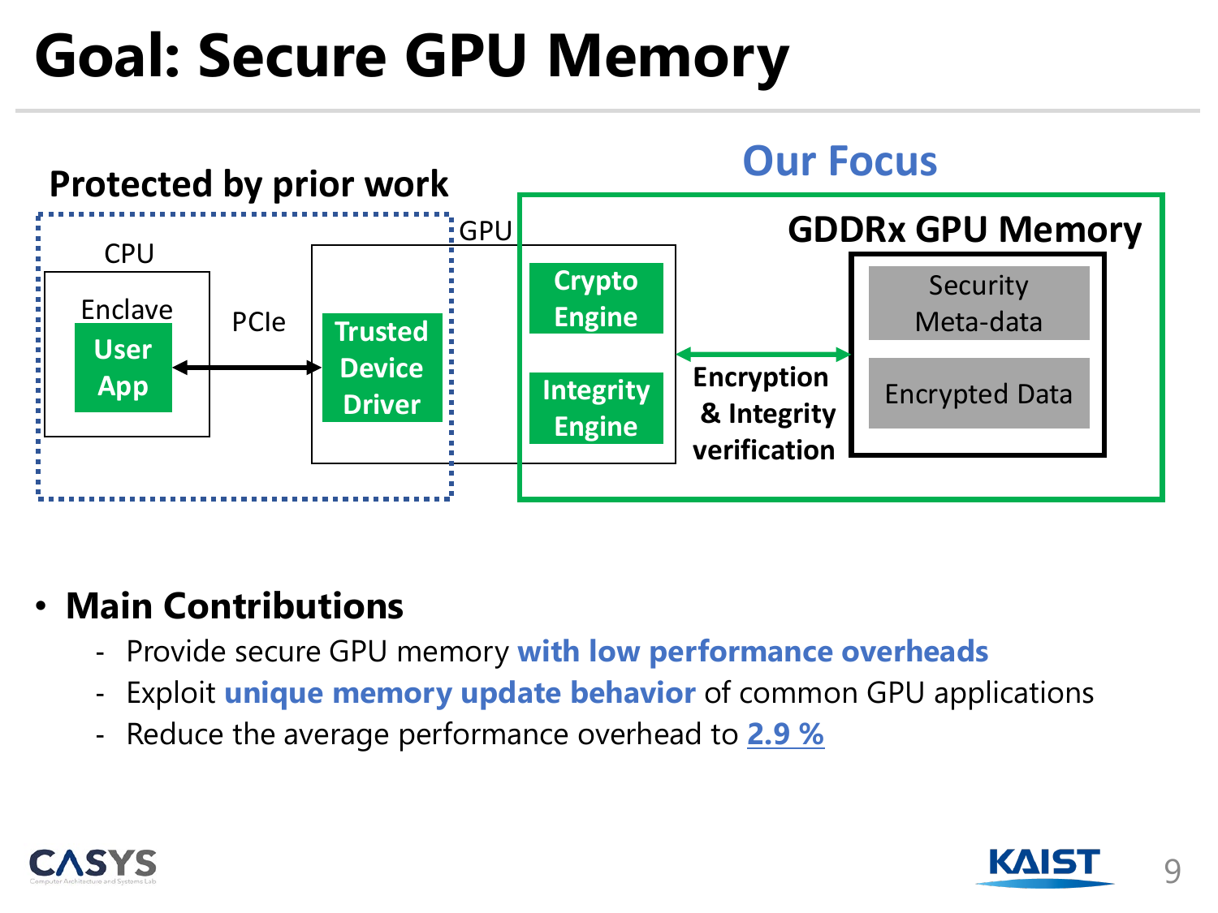# Goal: Secure GPU Memory

Protected by prior work

CPU

Enclave

User App

PCIe

GPU

Trusted Device Driver

Our Focus

Crypto Engine

Integrity Engine

Encryption & Integrity verification

GDDRx GPU Memory

Security Meta-data

Encrypted Data

- **Main Contributions**
  - Provide secure GPU memory **with low performance overheads**
  - Exploit **unique memory update behavior** of common GPU applications
  - Reduce the average performance overhead to **2.9 %**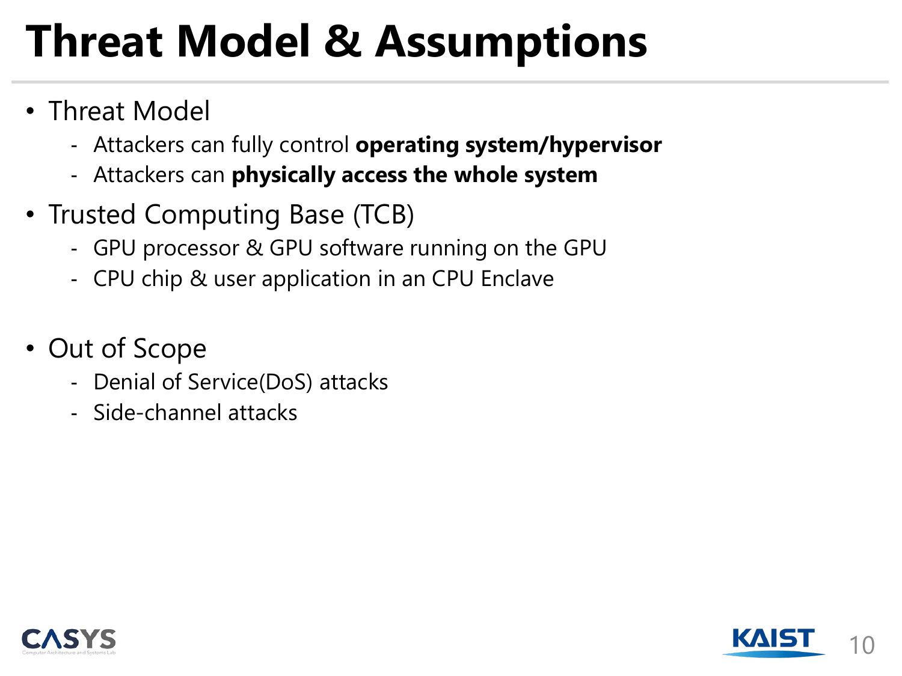# Threat Model & Assumptions

- Threat Model
  - Attackers can fully control **operating system/hypervisor**
  - Attackers can **physically access the whole system**
- Trusted Computing Base (TCB)
  - GPU processor & GPU software running on the GPU
  - CPU chip & user application in an CPU Enclave
- Out of Scope
  - Denial of Service(DoS) attacks
  - Side-channel attacks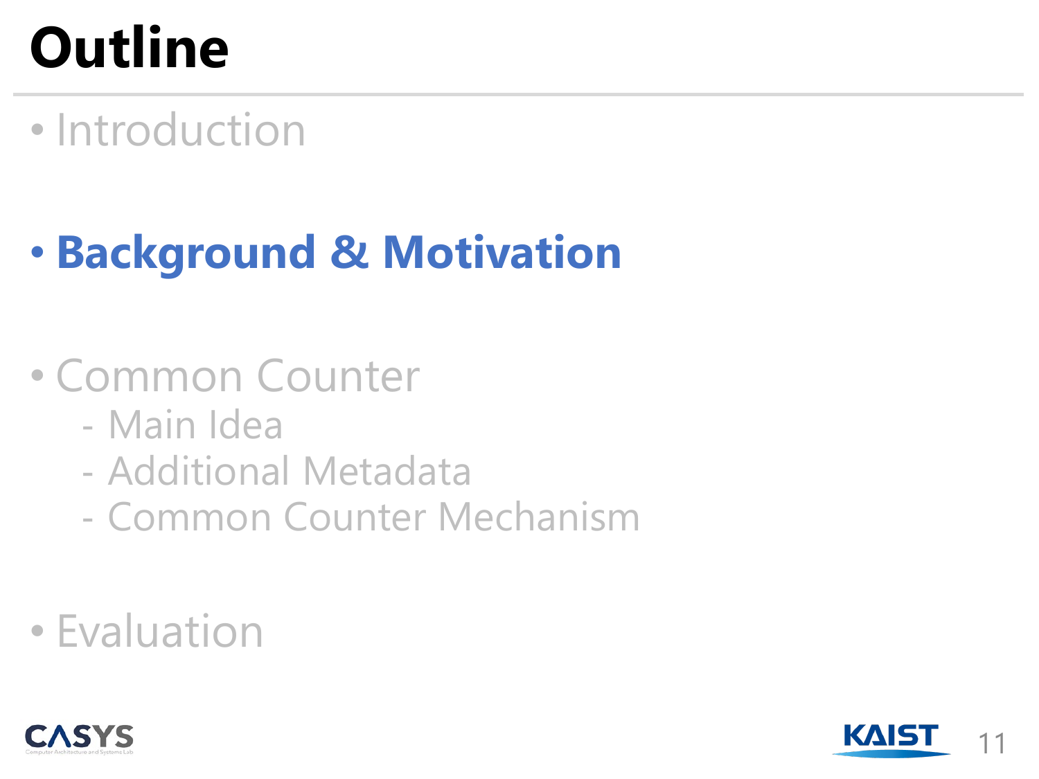# Outline

- Introduction
- **Background & Motivation**
- Common Counter
  - Main Idea
  - Additional Metadata
  - Common Counter Mechanism
- Evaluation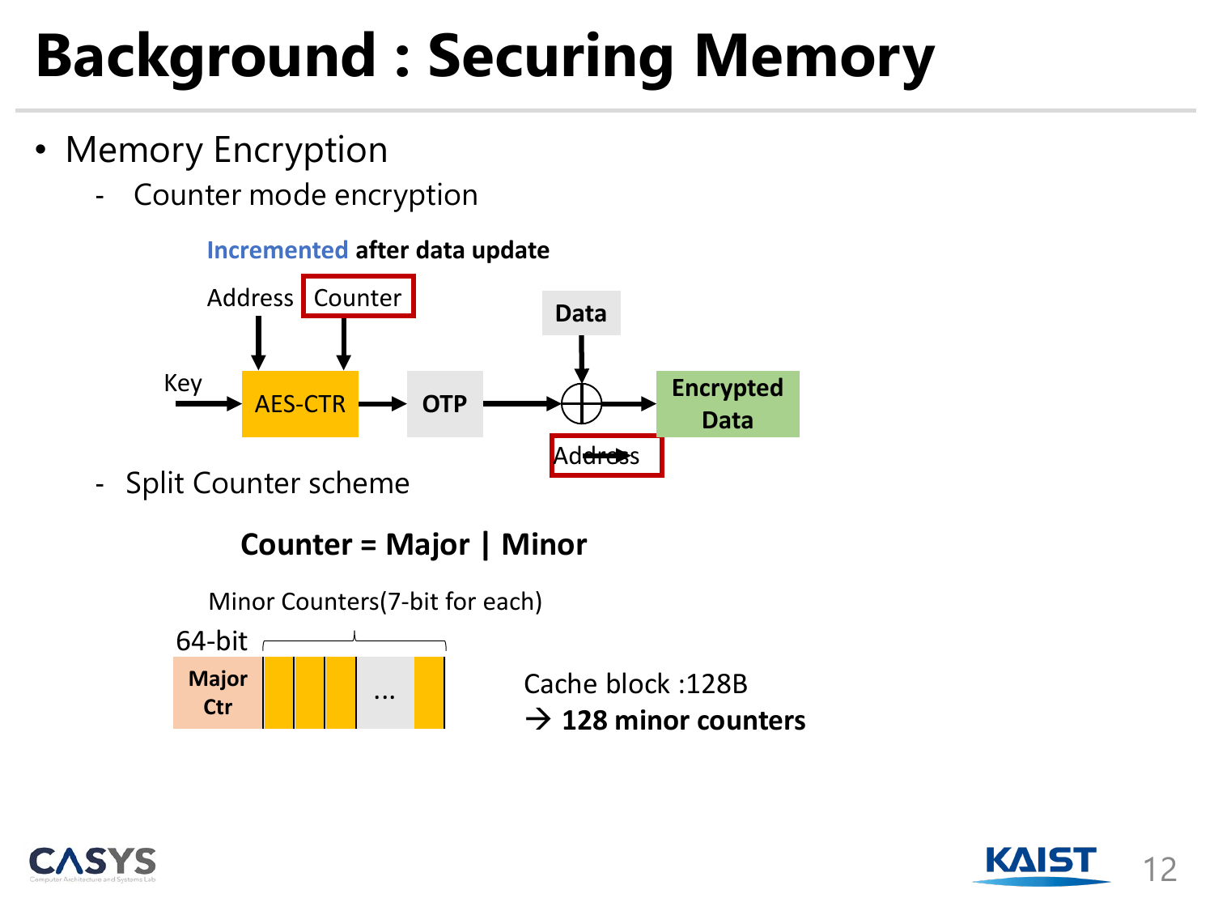# Background : Securing Memory

- Memory Encryption
  - Counter mode encryption

Incremented **after data update**

Address | Counter

Key → AES-CTR → OTP → ⊕ (Data) → Encrypted Data

Address

  - Split Counter scheme

**Counter = Major | Minor**

Minor Counters(7-bit for each)

64-bit

| Major Ctr | | | | ... | |
|---|---|---|---|---|---|

Cache block :128B
→ **128 minor counters**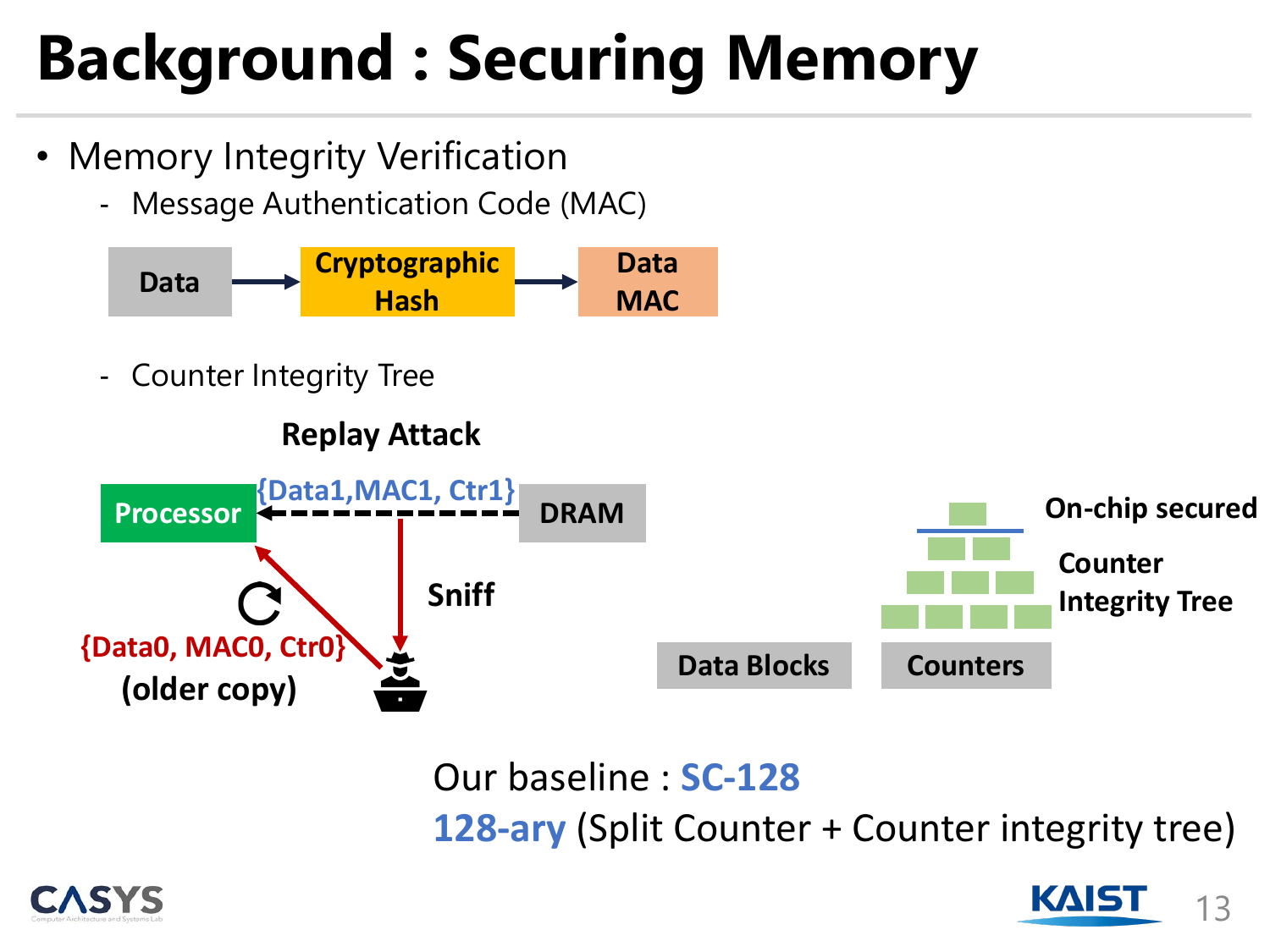# Background : Securing Memory

- Memory Integrity Verification
  - Message Authentication Code (MAC)

Data → Cryptographic Hash → Data MAC

  - Counter Integrity Tree

**Replay Attack**

Processor ← {Data1,MAC1, Ctr1} ← DRAM

Sniff

{Data0, MAC0, Ctr0} (older copy)

On-chip secured

Counter Integrity Tree

Data Blocks | Counters

Our baseline : **SC-128**

**128-ary** (Split Counter + Counter integrity tree)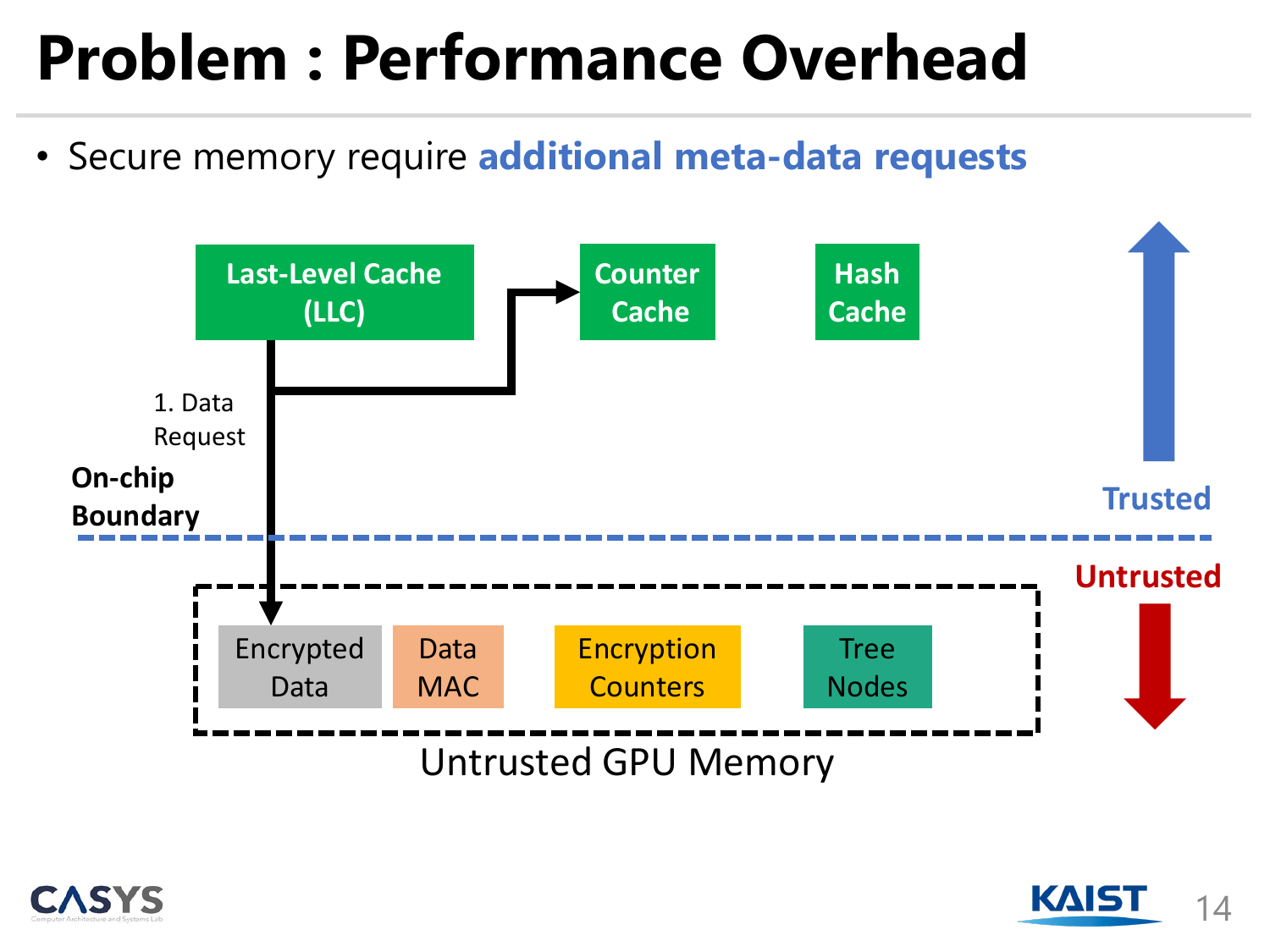# Problem : Performance Overhead

- Secure memory require **additional meta-data requests**

Last-Level Cache (LLC)

Counter Cache

Hash Cache

1. Data Request

On-chip Boundary

Trusted

Untrusted

Encrypted Data

Data MAC

Encryption Counters

Tree Nodes

Untrusted GPU Memory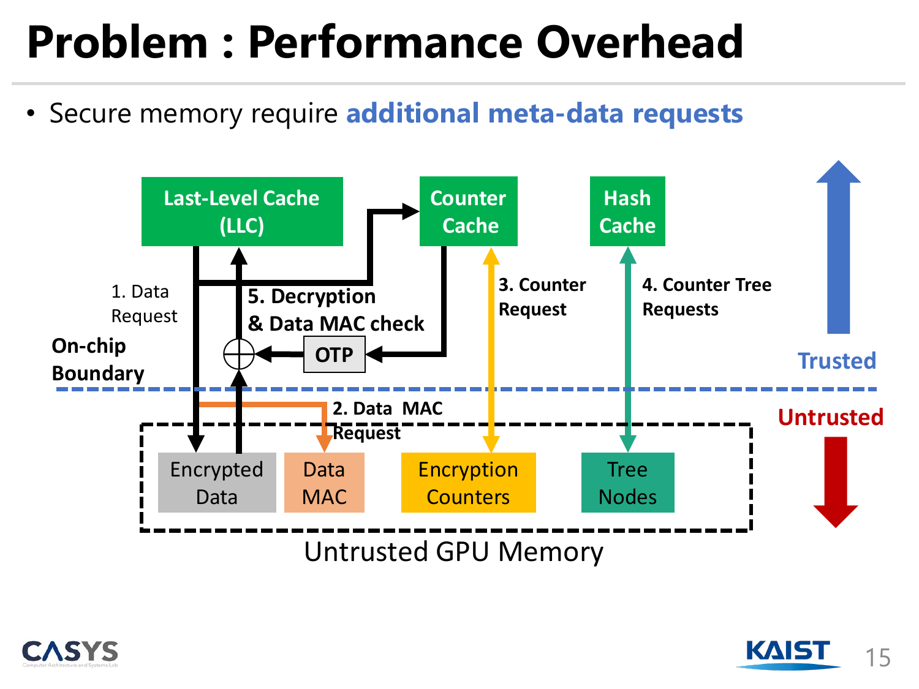# Problem : Performance Overhead

- Secure memory require **additional meta-data requests**

Last-Level Cache (LLC)

Counter Cache

Hash Cache

1. Data Request

5. Decryption & Data MAC check

OTP

3. Counter Request

4. Counter Tree Requests

On-chip Boundary

Trusted

Untrusted

2. Data MAC Request

Encrypted Data

Data MAC

Encryption Counters

Tree Nodes

Untrusted GPU Memory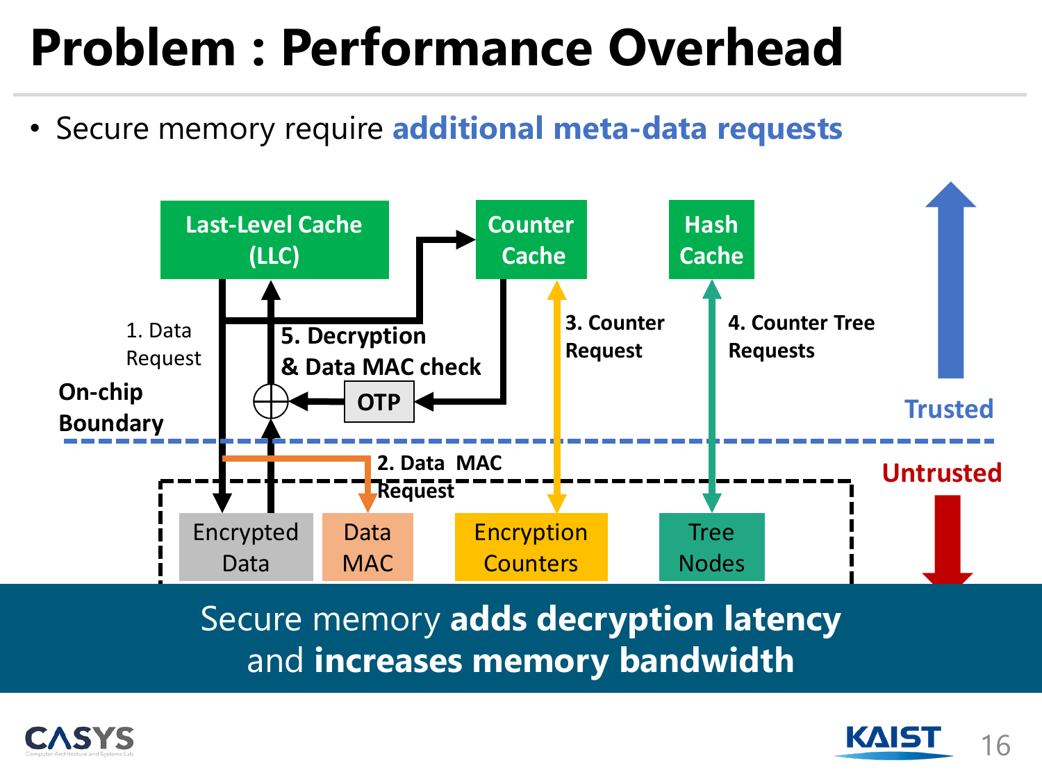# Problem : Performance Overhead

- Secure memory require **additional meta-data requests**

Last-Level Cache (LLC)

Counter Cache

Hash Cache

1. Data Request

5. Decryption & Data MAC check

OTP

3. Counter Request

4. Counter Tree Requests

On-chip Boundary

Trusted

Untrusted

2. Data MAC Request

Encrypted Data

Data MAC

Encryption Counters

Tree Nodes

Secure memory **adds decryption latency** and **increases memory bandwidth**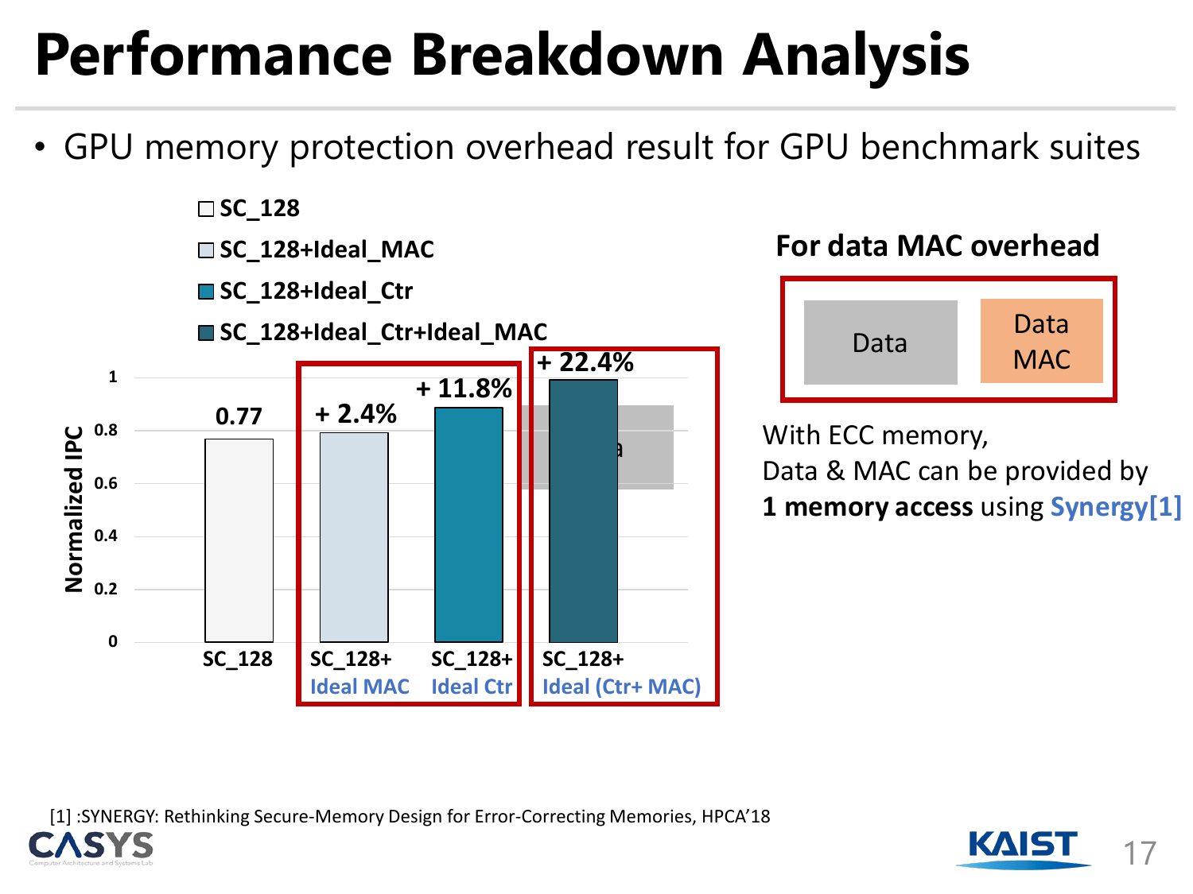# Performance Breakdown Analysis

- GPU memory protection overhead result for GPU benchmark suites

Legend: SC_128, SC_128+Ideal_MAC, SC_128+Ideal_Ctr, SC_128+Ideal_Ctr+Ideal_MAC

Normalized IPC

| Configuration | Normalized IPC |
| --- | --- |
| SC_128 | 0.77 |
| SC_128+ Ideal MAC | + 2.4% |
| SC_128+ Ideal Ctr | + 11.8% |
| SC_128+ Ideal (Ctr+ MAC) | + 22.4% |

**For data MAC overhead**

Data | Data MAC

With ECC memory,
Data & MAC can be provided by
**1 memory access** using **Synergy[1]**

[1] :SYNERGY: Rethinking Secure-Memory Design for Error-Correcting Memories, HPCA'18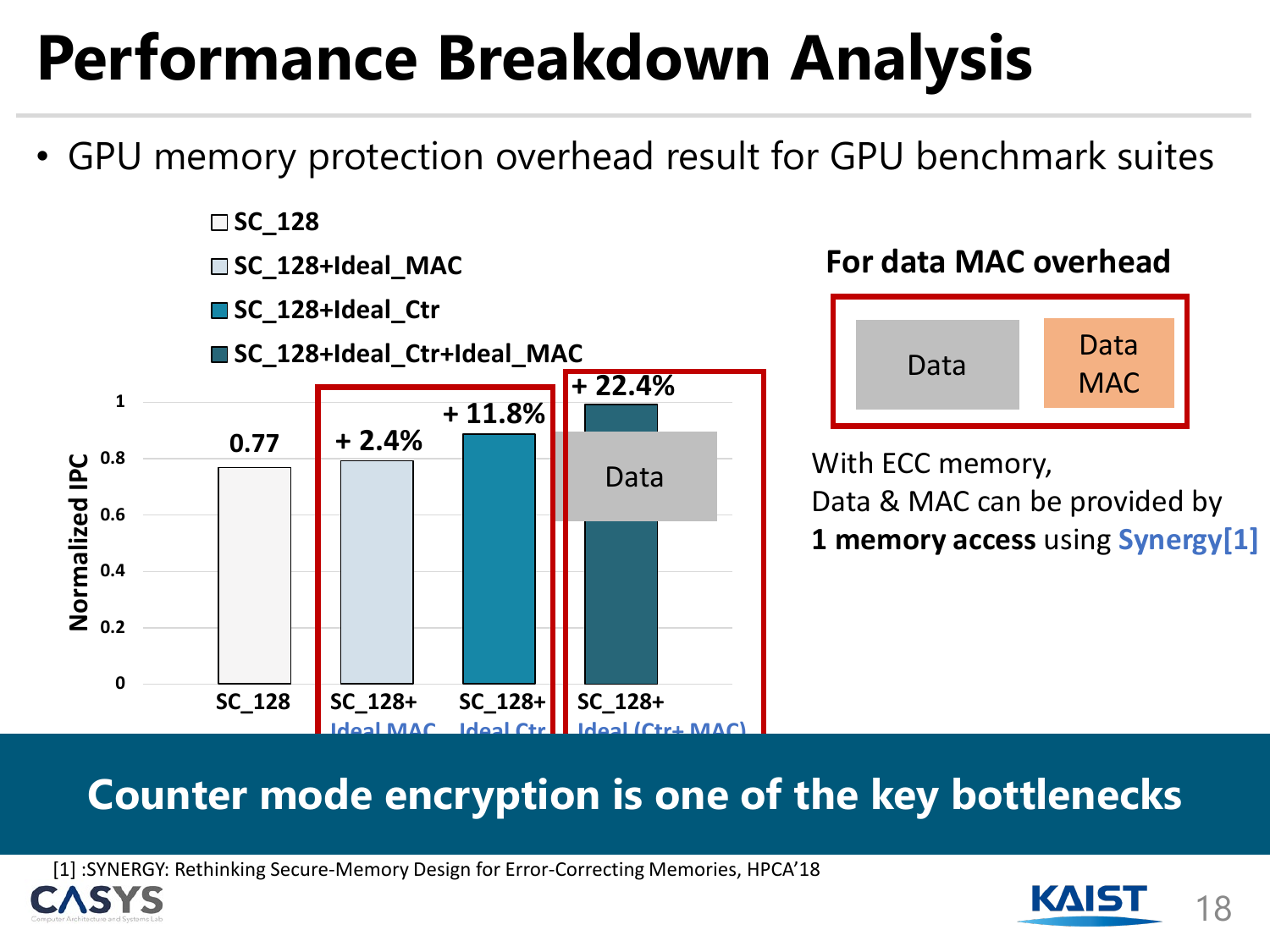# Performance Breakdown Analysis

- GPU memory protection overhead result for GPU benchmark suites

| Configuration | Normalized IPC |
|---|---|
| SC_128 | 0.77 |
| SC_128+Ideal_MAC | + 2.4% |
| SC_128+Ideal_Ctr | + 11.8% |
| SC_128+Ideal (Ctr+MAC) | + 22.4% |

**For data MAC overhead**

Data | Data MAC

With ECC memory,
Data & MAC can be provided by
**1 memory access** using **Synergy[1]**

**Counter mode encryption is one of the key bottlenecks**

[1] :SYNERGY: Rethinking Secure-Memory Design for Error-Correcting Memories, HPCA'18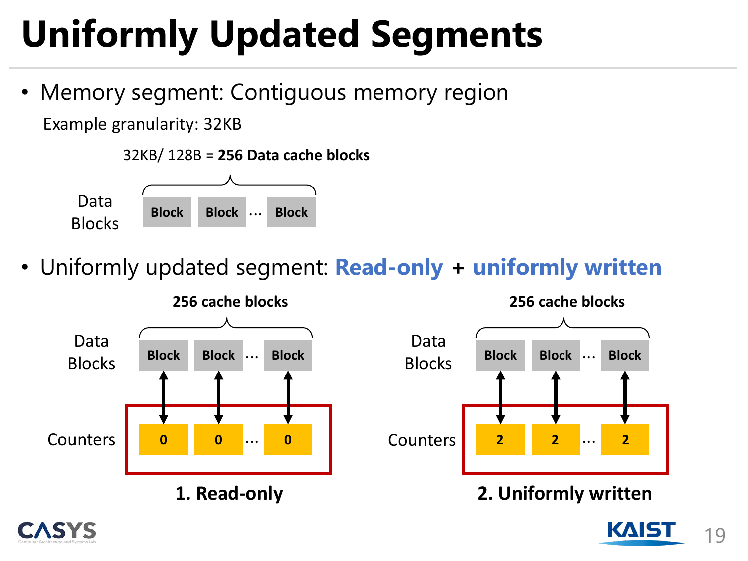# Uniformly Updated Segments

- Memory segment: Contiguous memory region

  Example granularity: 32KB

  32KB/ 128B = **256 Data cache blocks**

  Data Blocks: Block | Block | … | Block

- Uniformly updated segment: **Read-only** + **uniformly written**

**256 cache blocks**

Data Blocks: Block | Block | … | Block

Counters: 0 | 0 | … | 0

**1. Read-only**

**256 cache blocks**

Data Blocks: Block | Block | … | Block

Counters: 2 | 2 | … | 2

**2. Uniformly written**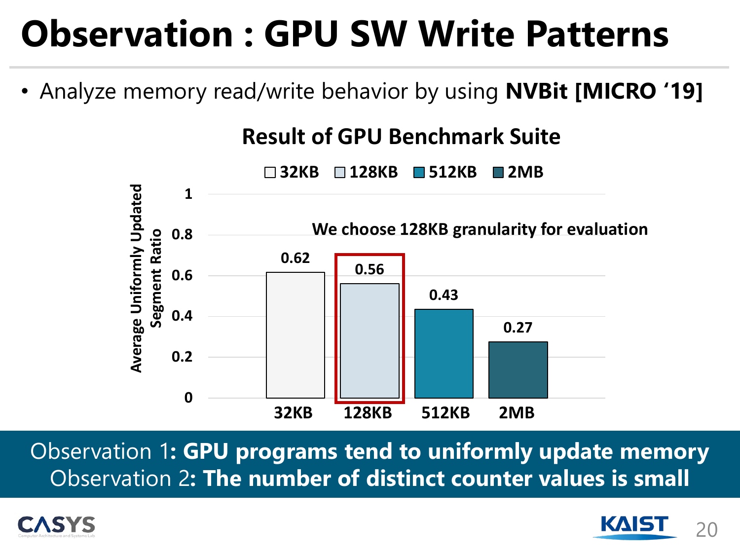# Observation : GPU SW Write Patterns

- Analyze memory read/write behavior by using **NVBit [MICRO '19]**

**Result of GPU Benchmark Suite**

Average Uniformly Updated Segment Ratio

| Granularity | 32KB | 128KB | 512KB | 2MB |
|---|---|---|---|---|
| Ratio | 0.62 | 0.56 | 0.43 | 0.27 |

We choose 128KB granularity for evaluation

Observation 1**: GPU programs tend to uniformly update memory**
Observation 2**: The number of distinct counter values is small**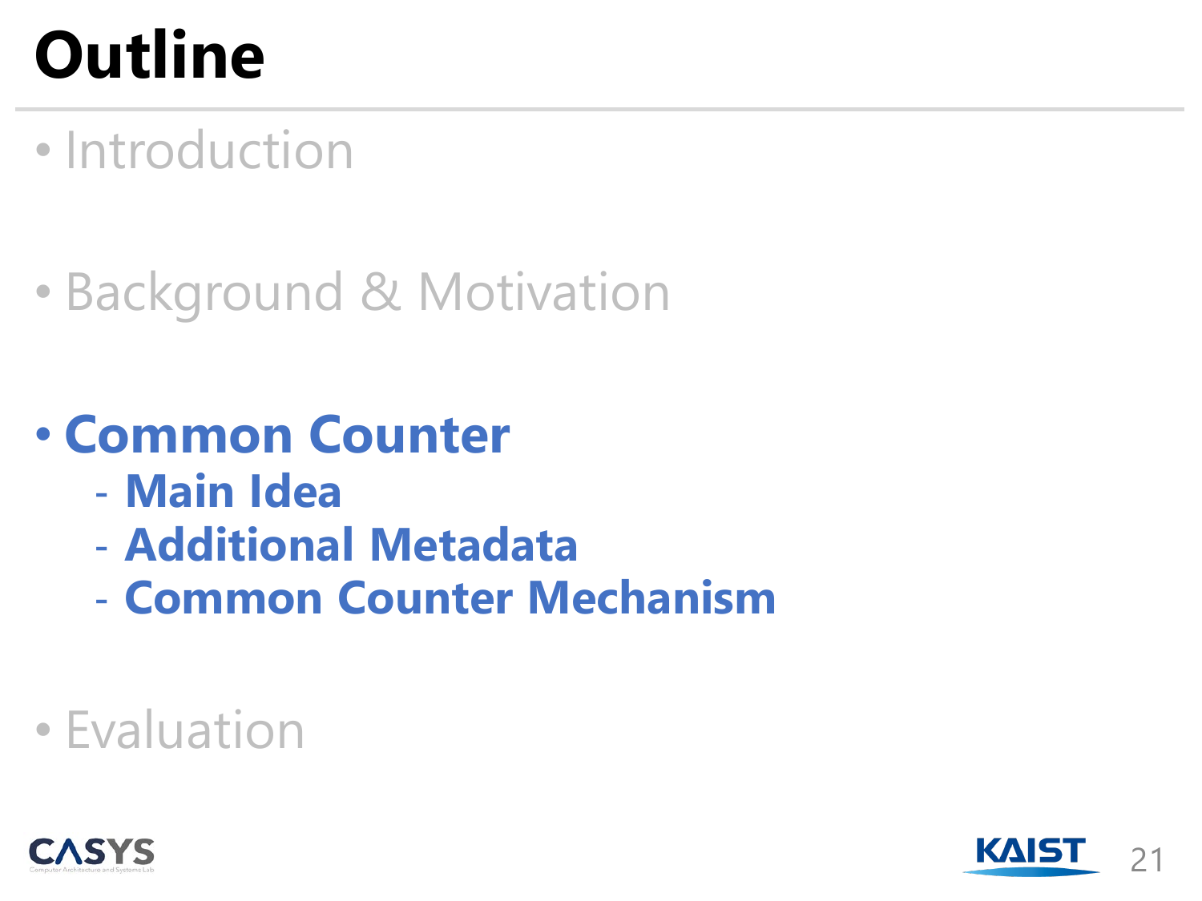# Outline

- Introduction
- Background & Motivation
- **Common Counter**
  - **Main Idea**
  - **Additional Metadata**
  - **Common Counter Mechanism**
- Evaluation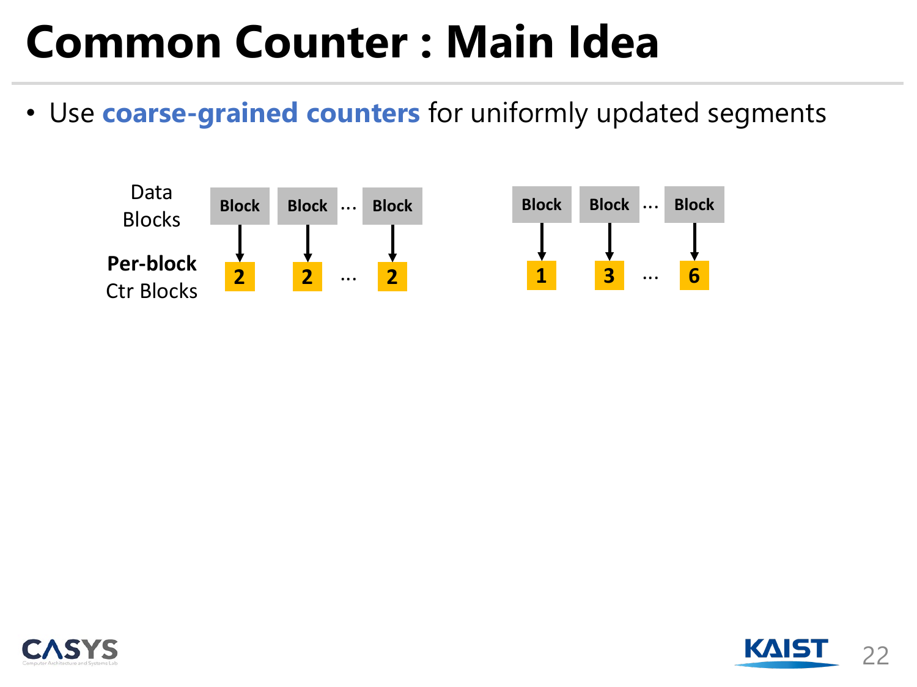# Common Counter : Main Idea

- Use **coarse-grained counters** for uniformly updated segments

| | | | | | | | | |
|---|---|---|---|---|---|---|---|---|
| Data Blocks | Block | Block | … | Block | Block | Block | … | Block |
| **Per-block** Ctr Blocks | 2 | 2 | … | 2 | 1 | 3 | … | 6 |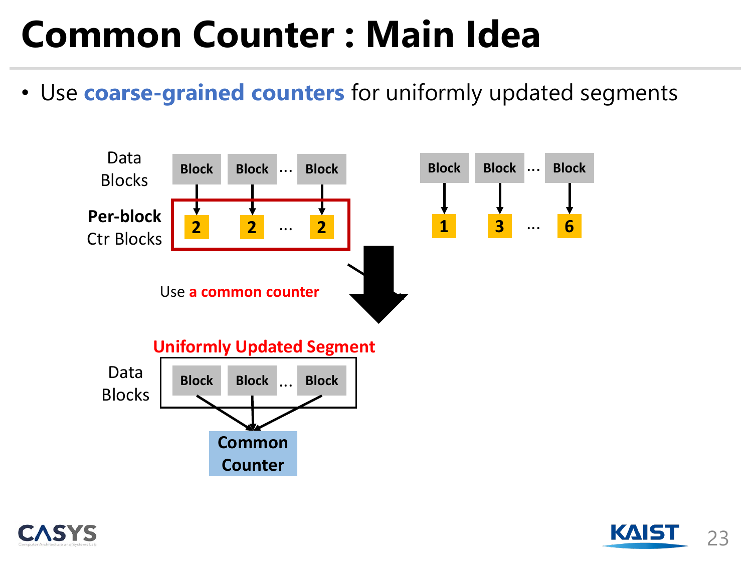# Common Counter : Main Idea

- Use **coarse-grained counters** for uniformly updated segments

Data Blocks: Block, Block, …, Block → Per-block Ctr Blocks: 2, 2, …, 2

Data Blocks: Block, Block, …, Block → 1, 3, …, 6

Use **a common counter**

**Uniformly Updated Segment**

Data Blocks: Block, Block, …, Block → **Common Counter**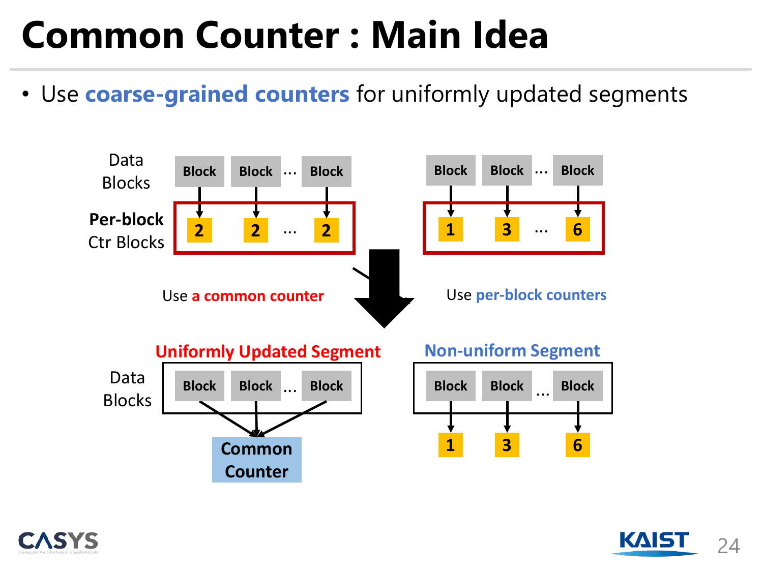# Common Counter : Main Idea

- Use **coarse-grained counters** for uniformly updated segments

Data Blocks

**Per-block** Ctr Blocks

Block Block ... Block

2 2 ... 2

Block Block ... Block

1 3 ... 6

Use **a common counter**

Use **per-block counters**

**Uniformly Updated Segment**

Data Blocks

Block Block ... Block

**Common Counter**

**Non-uniform Segment**

Block Block ... Block

1 3 6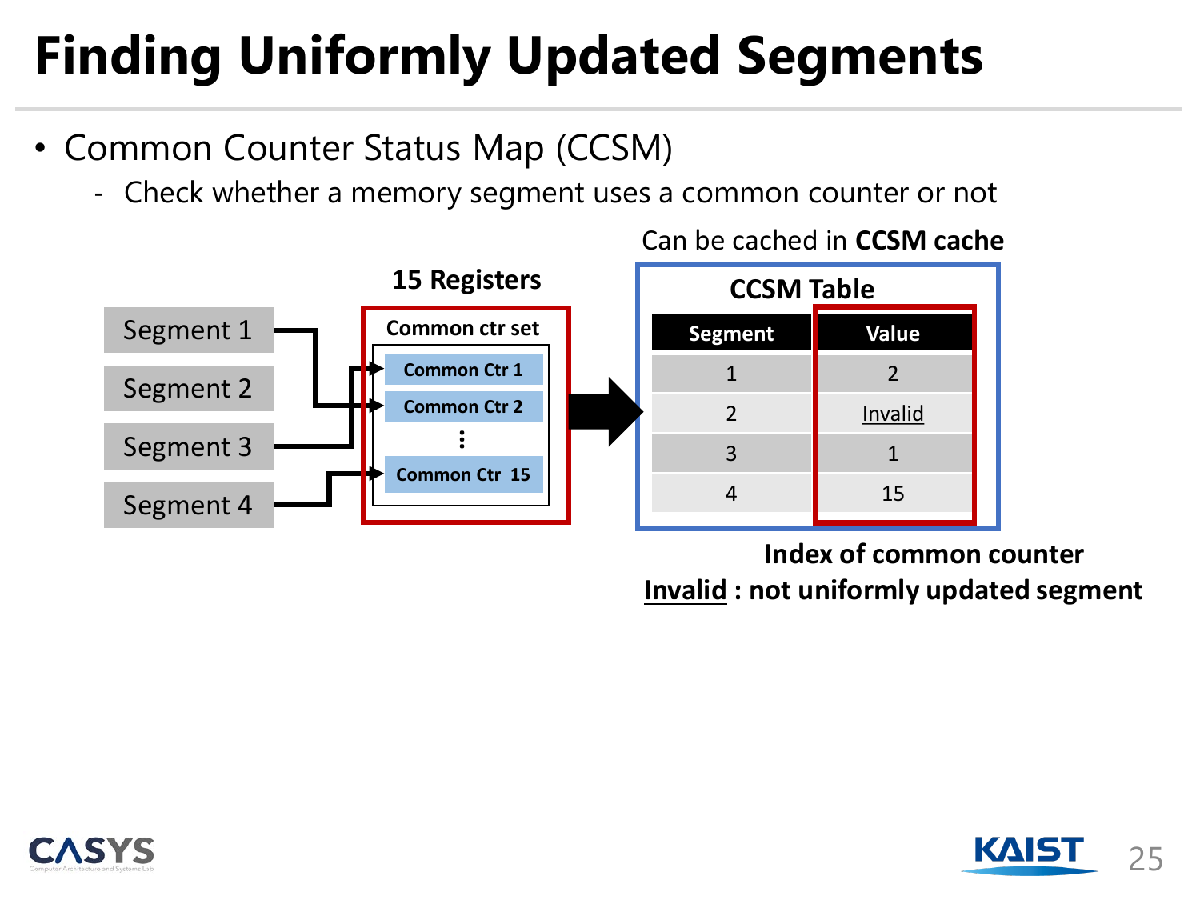# Finding Uniformly Updated Segments

- Common Counter Status Map (CCSM)
  - Check whether a memory segment uses a common counter or not

Segment 1, Segment 2, Segment 3, Segment 4

**15 Registers**

**Common ctr set**
- Common Ctr 1
- Common Ctr 2
- ⋮
- Common Ctr 15

Can be cached in **CCSM cache**

**CCSM Table**

| Segment | Value |
|---|---|
| 1 | 2 |
| 2 | Invalid |
| 3 | 1 |
| 4 | 15 |

**Index of common counter**

**Invalid : not uniformly updated segment**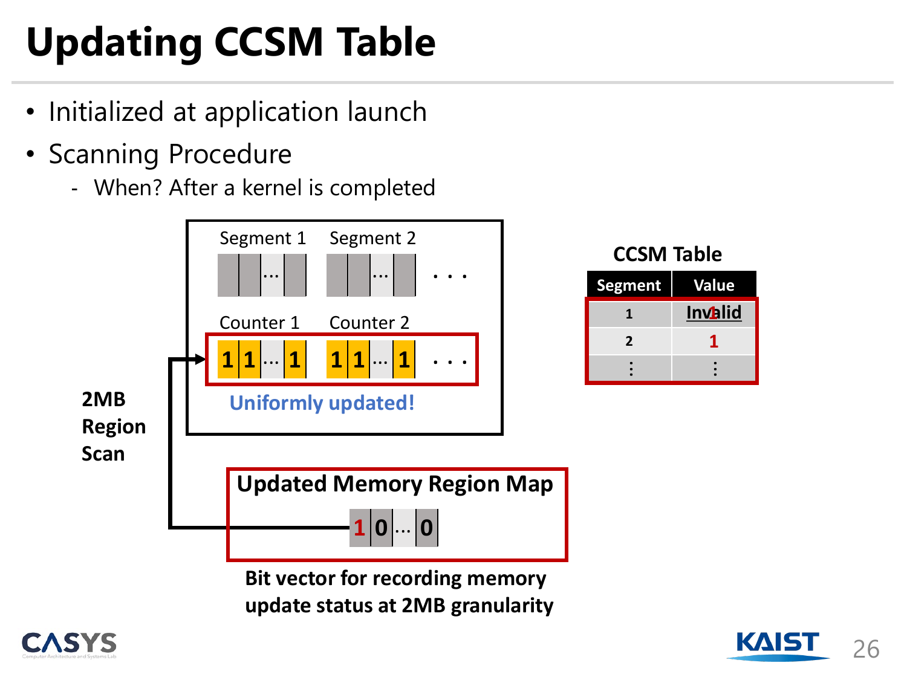# Updating CCSM Table

- Initialized at application launch
- Scanning Procedure
  - When? After a kernel is completed

Segment 1 &nbsp; Segment 2

Counter 1 &nbsp; Counter 2

1 1 … 1 &nbsp; 1 1 … 1 &nbsp; . . .

Uniformly updated!

**2MB Region Scan**

**Updated Memory Region Map**

1 0 … 0

**Bit vector for recording memory update status at 2MB granularity**

**CCSM Table**

| Segment | Value |
|---|---|
| 1 | Invalid 1 |
| 2 | 1 |
| ⋮ | ⋮ |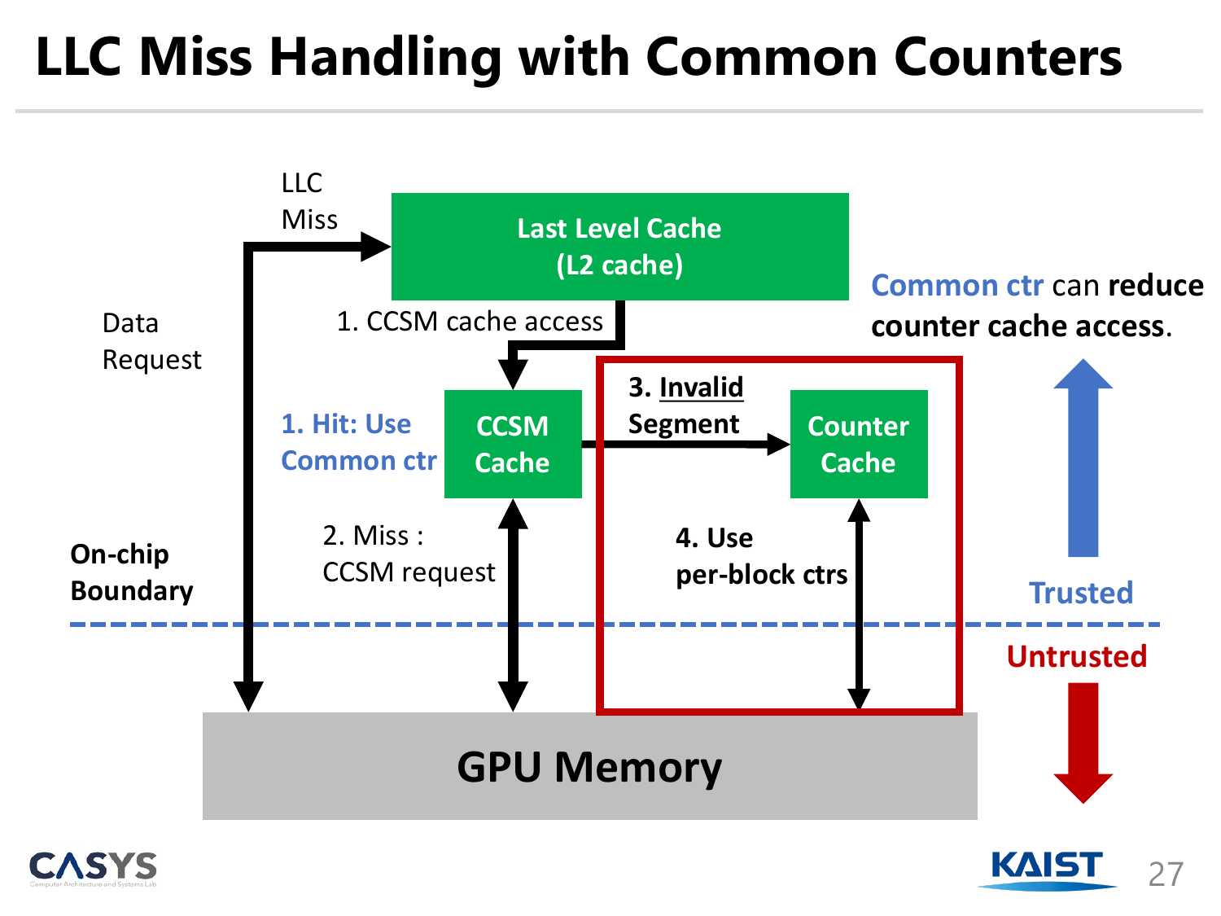# LLC Miss Handling with Common Counters

LLC Miss

Last Level Cache (L2 cache)

Data Request

1. CCSM cache access

1. Hit: Use Common ctr

CCSM Cache

3. Invalid Segment

Counter Cache

2. Miss : CCSM request

4. Use per-block ctrs

On-chip Boundary

GPU Memory

Common ctr can **reduce counter cache access**.

Trusted

Untrusted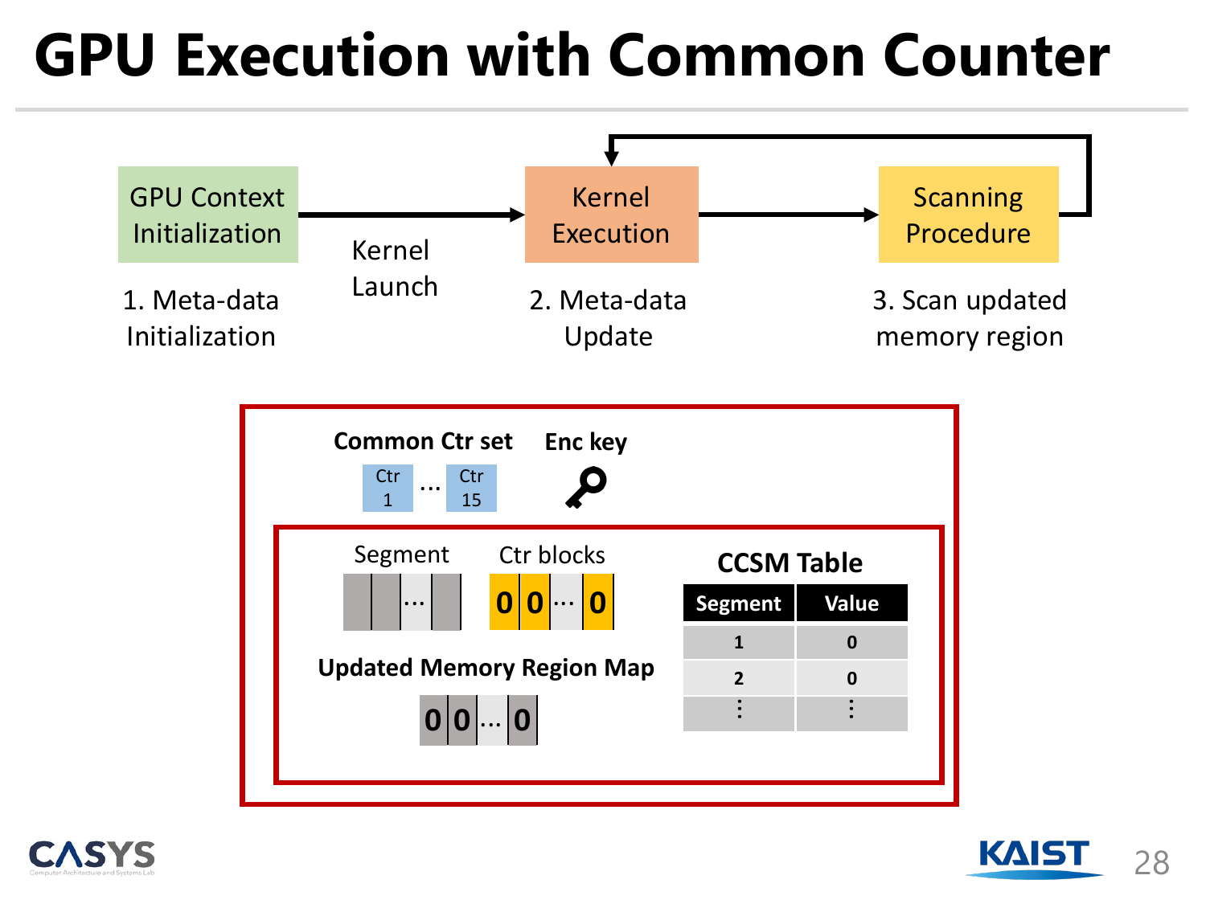# GPU Execution with Common Counter

GPU Context Initialization → (Kernel Launch) → Kernel Execution → Scanning Procedure → (back to Kernel Execution)

1. Meta-data Initialization

2. Meta-data Update

3. Scan updated memory region

**Common Ctr set**

Ctr 1 … Ctr 15

**Enc key**

Segment

Ctr blocks

0 0 … 0

**Updated Memory Region Map**

0 0 … 0

**CCSM Table**

| Segment | Value |
| --- | --- |
| 1 | 0 |
| 2 | 0 |
| ⋮ | ⋮ |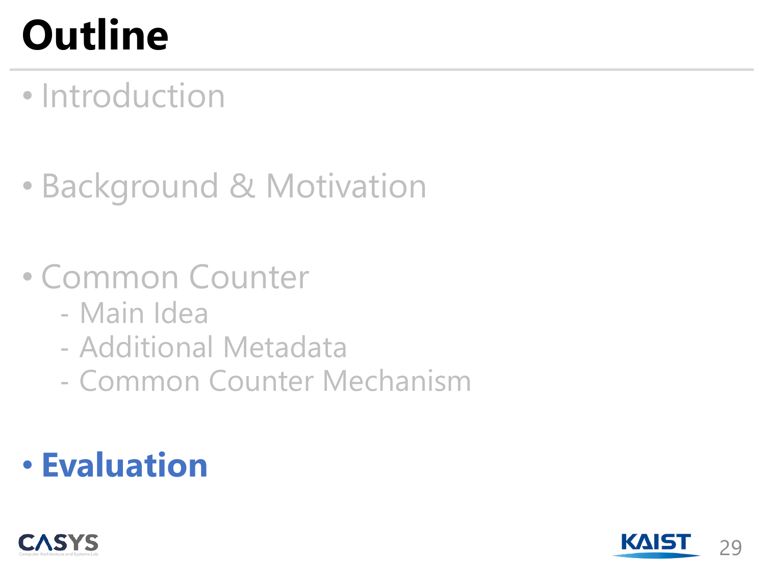# Outline

- Introduction
- Background & Motivation
- Common Counter
  - Main Idea
  - Additional Metadata
  - Common Counter Mechanism
- **Evaluation**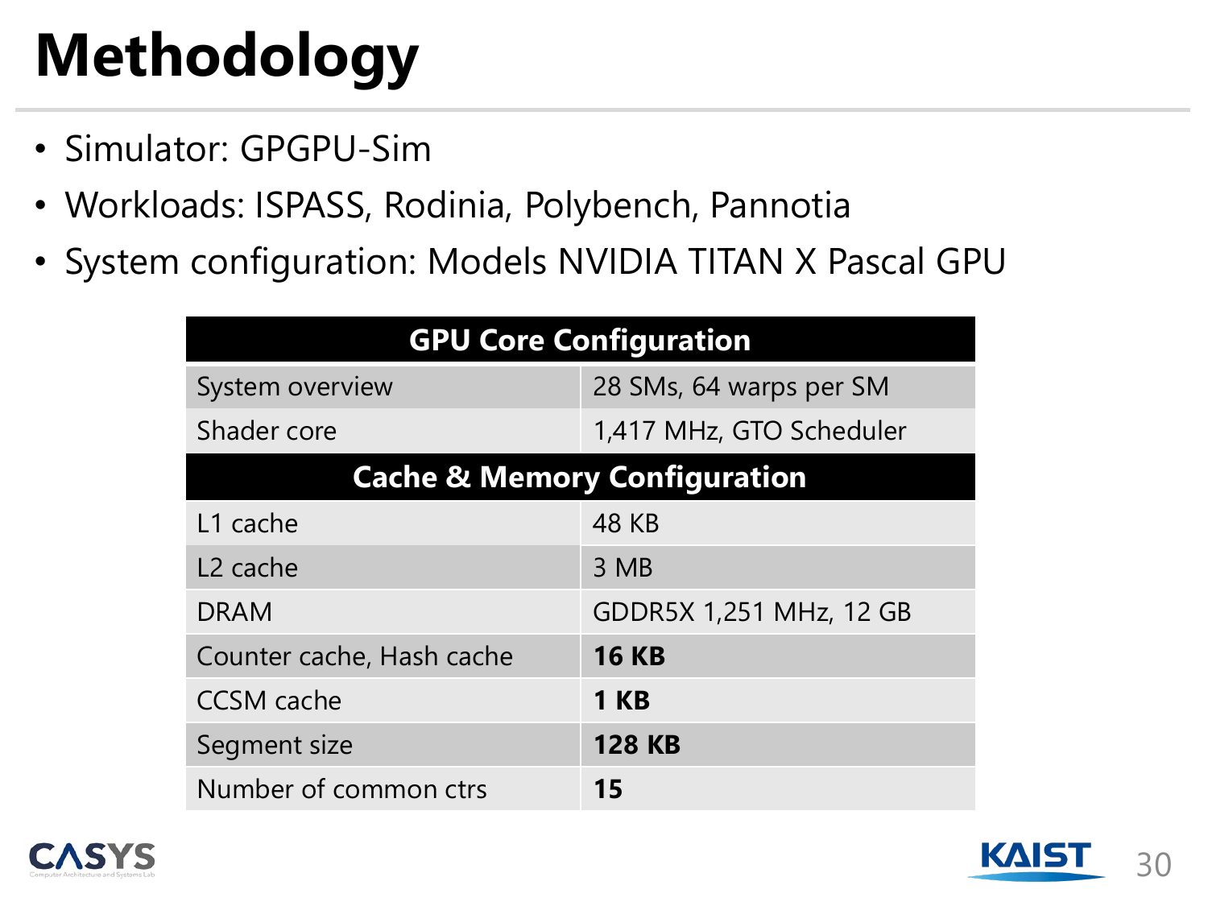# Methodology

- Simulator: GPGPU-Sim
- Workloads: ISPASS, Rodinia, Polybench, Pannotia
- System configuration: Models NVIDIA TITAN X Pascal GPU

| GPU Core Configuration | |
|---|---|
| System overview | 28 SMs, 64 warps per SM |
| Shader core | 1,417 MHz, GTO Scheduler |
| **Cache & Memory Configuration** | |
| L1 cache | 48 KB |
| L2 cache | 3 MB |
| DRAM | GDDR5X 1,251 MHz, 12 GB |
| Counter cache, Hash cache | **16 KB** |
| CCSM cache | **1 KB** |
| Segment size | **128 KB** |
| Number of common ctrs | **15** |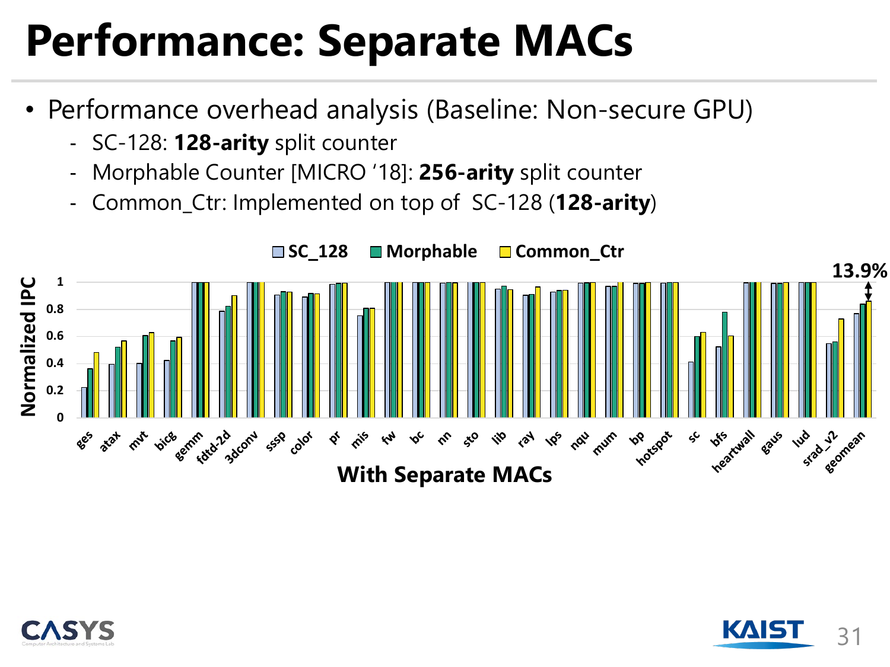# Performance: Separate MACs

- Performance overhead analysis (Baseline: Non-secure GPU)
  - SC-128: **128-arity** split counter
  - Morphable Counter [MICRO '18]: **256-arity** split counter
  - Common_Ctr: Implemented on top of SC-128 (**128-arity**)

SC_128 | Morphable | Common_Ctr

Normalized IPC

13.9%

ges, atax, mvt, bicg, gemm, fdtd-2d, 3dconv, sssp, color, pr, mis, fw, bc, nn, sto, lib, ray, lps, nqu, mum, bp, hotspot, sc, bfs, heartwall, gaus, lud, srad_v2, geomean

**With Separate MACs**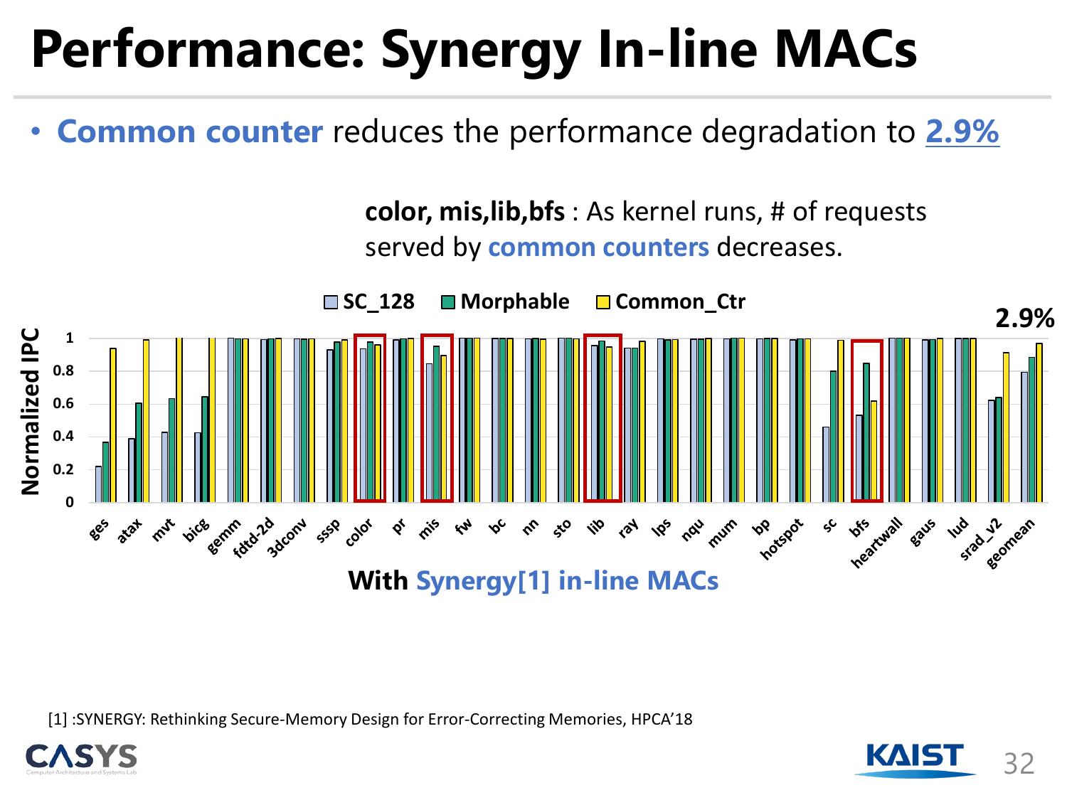# Performance: Synergy In-line MACs

- **Common counter** reduces the performance degradation to **2.9%**

**color, mis,lib,bfs** : As kernel runs, # of requests served by **common counters** decreases.

SC_128 | Morphable | Common_Ctr

Normalized IPC

2.9%

ges, atax, mvt, bicg, gemm, fdtd-2d, 3dconv, sssp, color, pr, mis, fw, bc, nn, sto, lib, ray, lps, nqu, mum, bp, hotspot, sc, bfs, heartwall, gaus, lud, srad_v2, geomean

**With Synergy[1] in-line MACs**

[1] :SYNERGY: Rethinking Secure-Memory Design for Error-Correcting Memories, HPCA'18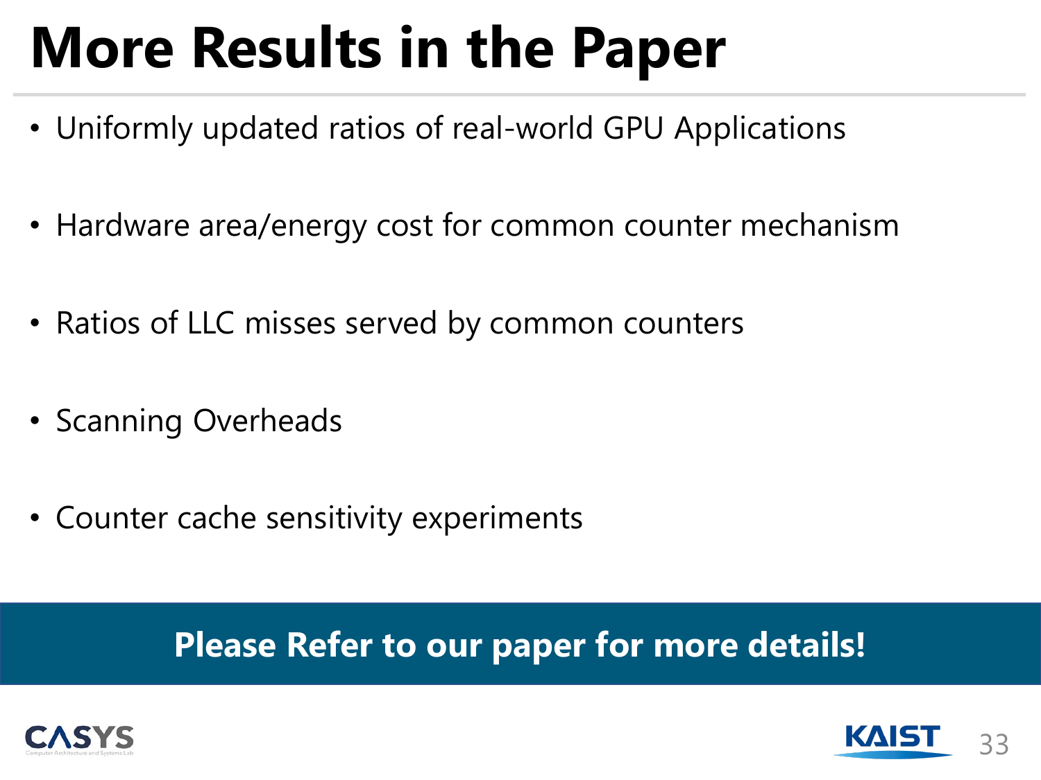# More Results in the Paper

- Uniformly updated ratios of real-world GPU Applications
- Hardware area/energy cost for common counter mechanism
- Ratios of LLC misses served by common counters
- Scanning Overheads
- Counter cache sensitivity experiments

**Please Refer to our paper for more details!**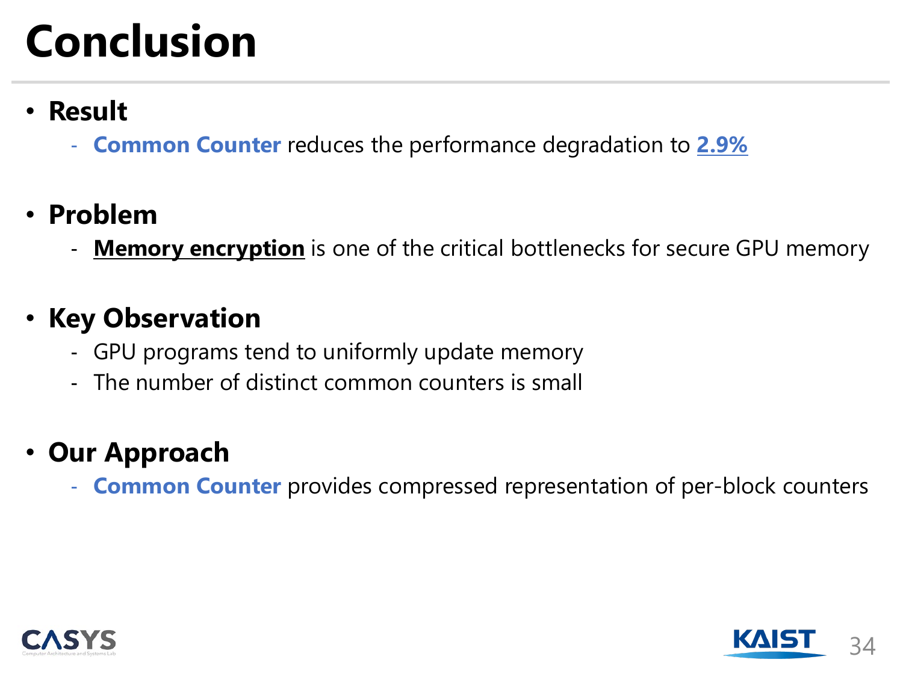# Conclusion

- **Result**
  - **Common Counter** reduces the performance degradation to **2.9%**
- **Problem**
  - **Memory encryption** is one of the critical bottlenecks for secure GPU memory
- **Key Observation**
  - GPU programs tend to uniformly update memory
  - The number of distinct common counters is small
- **Our Approach**
  - **Common Counter** provides compressed representation of per-block counters